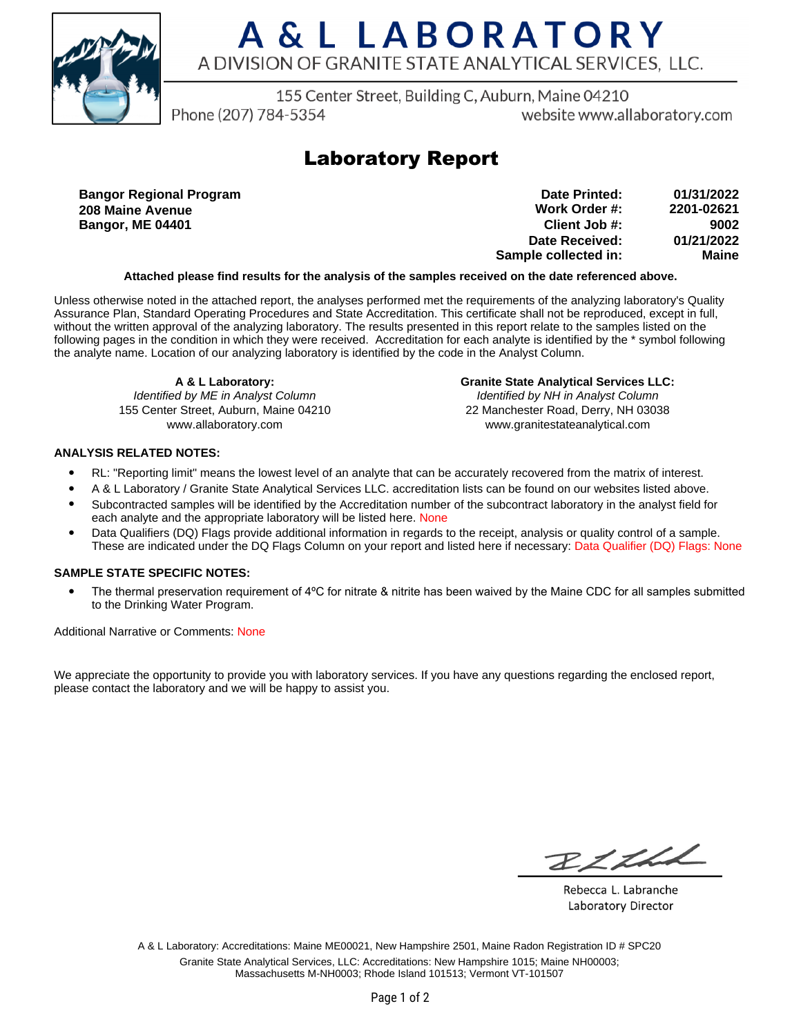# A & L LABORATORY

A DIVISION OF GRANITE STATE ANALYTICAL SERVICES, LLC.

155 Center Street, Building C, Auburn, Maine 04210

Phone (207) 784-5354 website www.allaboratory.com

## Laboratory Report

**Bangor Regional Program**
**208 Maine Avenue**
**Bangor, ME 04401**

| | |
|---|---|
| **Date Printed:** | **01/31/2022** |
| **Work Order #:** | **2201-02621** |
| **Client Job #:** | **9002** |
| **Date Received:** | **01/21/2022** |
| **Sample collected in:** | **Maine** |

**Attached please find results for the analysis of the samples received on the date referenced above.**

Unless otherwise noted in the attached report, the analyses performed met the requirements of the analyzing laboratory's Quality Assurance Plan, Standard Operating Procedures and State Accreditation. This certificate shall not be reproduced, except in full, without the written approval of the analyzing laboratory. The results presented in this report relate to the samples listed on the following pages in the condition in which they were received. Accreditation for each analyte is identified by the * symbol following the analyte name. Location of our analyzing laboratory is identified by the code in the Analyst Column.

**A & L Laboratory:**
*Identified by ME in Analyst Column*
155 Center Street, Auburn, Maine 04210
www.allaboratory.com

**Granite State Analytical Services LLC:**
*Identified by NH in Analyst Column*
22 Manchester Road, Derry, NH 03038
www.granitestateanalytical.com

### ANALYSIS RELATED NOTES:

- RL: "Reporting limit" means the lowest level of an analyte that can be accurately recovered from the matrix of interest.
- A & L Laboratory / Granite State Analytical Services LLC. accreditation lists can be found on our websites listed above.
- Subcontracted samples will be identified by the Accreditation number of the subcontract laboratory in the analyst field for each analyte and the appropriate laboratory will be listed here. None
- Data Qualifiers (DQ) Flags provide additional information in regards to the receipt, analysis or quality control of a sample. These are indicated under the DQ Flags Column on your report and listed here if necessary: Data Qualifier (DQ) Flags: None

### SAMPLE STATE SPECIFIC NOTES:

- The thermal preservation requirement of 4ºC for nitrate & nitrite has been waived by the Maine CDC for all samples submitted to the Drinking Water Program.

Additional Narrative or Comments: None

We appreciate the opportunity to provide you with laboratory services. If you have any questions regarding the enclosed report, please contact the laboratory and we will be happy to assist you.

Rebecca L. Labranche
Laboratory Director

A & L Laboratory: Accreditations: Maine ME00021, New Hampshire 2501, Maine Radon Registration ID # SPC20

Granite State Analytical Services, LLC: Accreditations: New Hampshire 1015; Maine NH00003; Massachusetts M-NH0003; Rhode Island 101513; Vermont VT-101507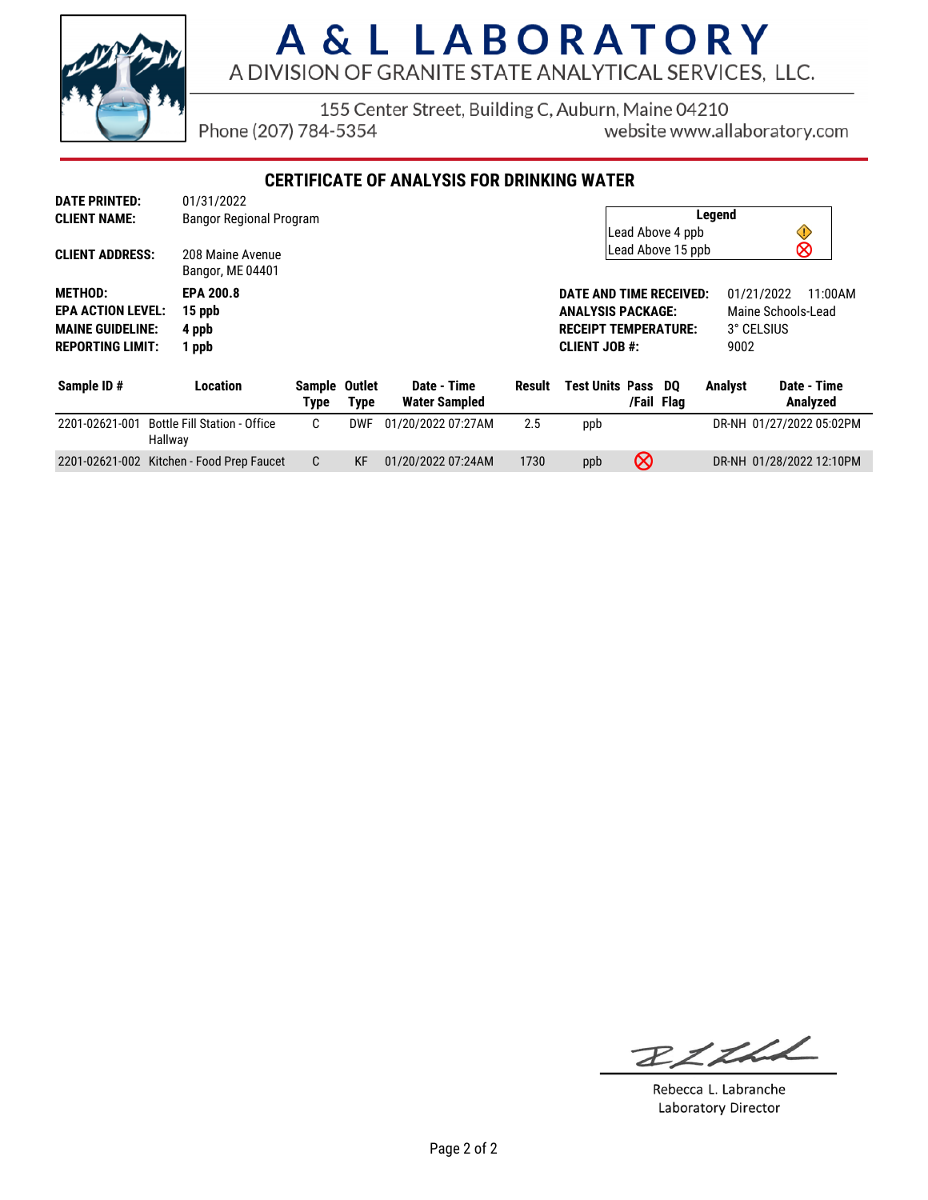# A & L LABORATORY

A DIVISION OF GRANITE STATE ANALYTICAL SERVICES, LLC.

155 Center Street, Building C, Auburn, Maine 04210

Phone (207) 784-5354

website www.allaboratory.com

## CERTIFICATE OF ANALYSIS FOR DRINKING WATER

**DATE PRINTED:** 01/31/2022

**CLIENT NAME:** Bangor Regional Program

**CLIENT ADDRESS:** 208 Maine Avenue, Bangor, ME 04401

| Legend | |
|---|---|
| Lead Above 4 ppb | ⚠ |
| Lead Above 15 ppb | ⊗ |

**METHOD:** EPA 200.8

**EPA ACTION LEVEL:** 15 ppb

**MAINE GUIDELINE:** 4 ppb

**REPORTING LIMIT:** 1 ppb

**DATE AND TIME RECEIVED:** 01/21/2022 11:00AM

**ANALYSIS PACKAGE:** Maine Schools-Lead

**RECEIPT TEMPERATURE:** 3° CELSIUS

**CLIENT JOB #:** 9002

| Sample ID # | Location | Sample Type | Outlet Type | Date - Time Water Sampled | Result | Test Units | Pass /Fail | DQ Flag | Analyst | Date - Time Analyzed |
|---|---|---|---|---|---|---|---|---|---|---|
| 2201-02621-001 | Bottle Fill Station - Office Hallway | C | DWF | 01/20/2022 07:27AM | 2.5 | ppb | | | DR-NH | 01/27/2022 05:02PM |
| 2201-02621-002 | Kitchen - Food Prep Faucet | C | KF | 01/20/2022 07:24AM | 1730 | ppb | ⊗ | | DR-NH | 01/28/2022 12:10PM |

Rebecca L. Labranche
Laboratory Director